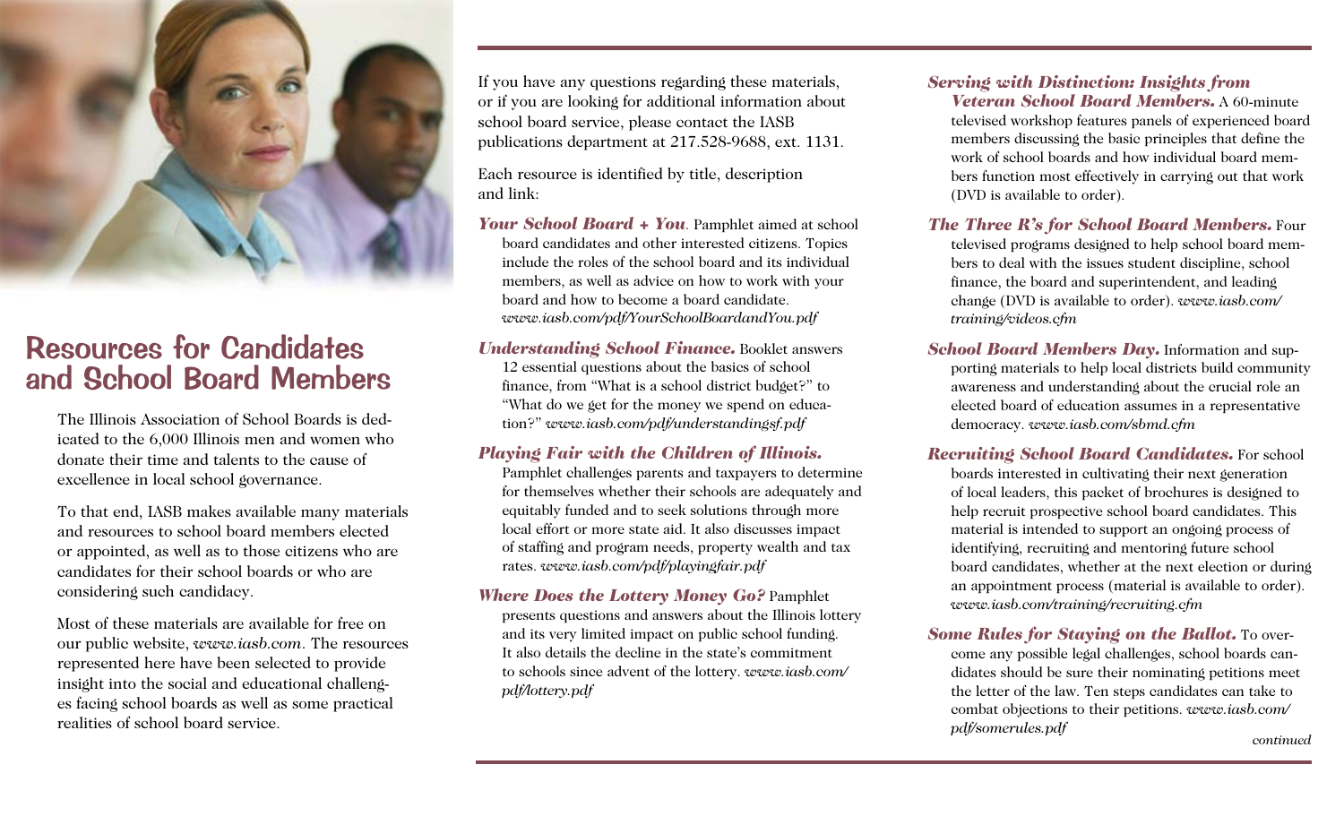# Resources for Candidates and School Board Members

The Illinois Association of School Boards is dedicated to the 6,000 Illinois men and women who donate their time and talents to the cause of excellence in local school governance.

To that end, IASB makes available many materials and resources to school board members elected or appointed, as well as to those citizens who are candidates for their school boards or who are considering such candidacy.

Most of these materials are available for free on our public website, *www.iasb.com*. The resources represented here have been selected to provide insight into the social and educational challenges facing school boards as well as some practical realities of school board service.

If you have any questions regarding these materials, or if you are looking for additional information about school board service, please contact the IASB publications department at 217.528-9688, ext. 1131.

Each resource is identified by title, description and link:

***Your School Board + You***. Pamphlet aimed at school board candidates and other interested citizens. Topics include the roles of the school board and its individual members, as well as advice on how to work with your board and how to become a board candidate. *www.iasb.com/pdf/YourSchoolBoardandYou.pdf*

***Understanding School Finance.*** Booklet answers 12 essential questions about the basics of school finance, from "What is a school district budget?" to "What do we get for the money we spend on education?" *www.iasb.com/pdf/understandingsf.pdf*

***Playing Fair with the Children of Illinois.*** Pamphlet challenges parents and taxpayers to determine for themselves whether their schools are adequately and equitably funded and to seek solutions through more local effort or more state aid. It also discusses impact of staffing and program needs, property wealth and tax rates. *www.iasb.com/pdf/playingfair.pdf*

***Where Does the Lottery Money Go?*** Pamphlet presents questions and answers about the Illinois lottery and its very limited impact on public school funding. It also details the decline in the state's commitment to schools since advent of the lottery. *www.iasb.com/pdf/lottery.pdf*

***Serving with Distinction: Insights from Veteran School Board Members.*** A 60-minute televised workshop features panels of experienced board members discussing the basic principles that define the work of school boards and how individual board members function most effectively in carrying out that work (DVD is available to order).

***The Three R's for School Board Members.*** Four televised programs designed to help school board members to deal with the issues student discipline, school finance, the board and superintendent, and leading change (DVD is available to order). *www.iasb.com/training/videos.cfm*

***School Board Members Day.*** Information and supporting materials to help local districts build community awareness and understanding about the crucial role an elected board of education assumes in a representative democracy. *www.iasb.com/sbmd.cfm*

***Recruiting School Board Candidates.*** For school boards interested in cultivating their next generation of local leaders, this packet of brochures is designed to help recruit prospective school board candidates. This material is intended to support an ongoing process of identifying, recruiting and mentoring future school board candidates, whether at the next election or during an appointment process (material is available to order). *www.iasb.com/training/recruiting.cfm*

***Some Rules for Staying on the Ballot.*** To overcome any possible legal challenges, school boards candidates should be sure their nominating petitions meet the letter of the law. Ten steps candidates can take to combat objections to their petitions. *www.iasb.com/pdf/somerules.pdf*

*continued*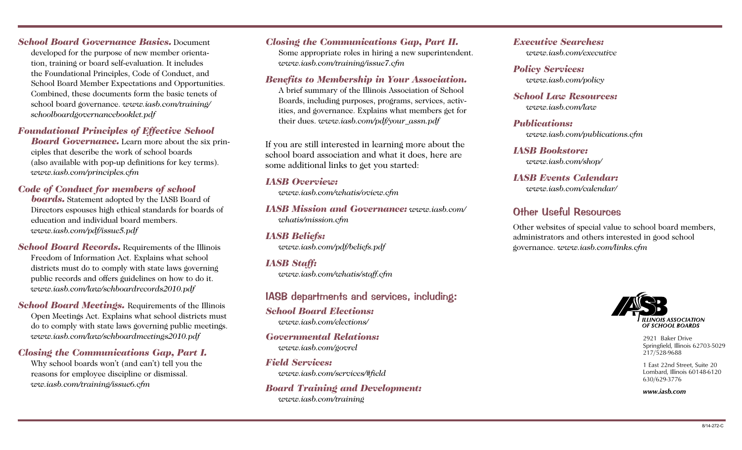***School Board Governance Basics.*** Document developed for the purpose of new member orientation, training or board self-evaluation. It includes the Foundational Principles, Code of Conduct, and School Board Member Expectations and Opportunities. Combined, these documents form the basic tenets of school board governance. *www.iasb.com/training/schoolboardgovernancebooklet.pdf*

***Foundational Principles of Effective School Board Governance.*** Learn more about the six principles that describe the work of school boards (also available with pop-up definitions for key terms). *www.iasb.com/principles.cfm*

***Code of Conduct for members of school boards.*** Statement adopted by the IASB Board of Directors espouses high ethical standards for boards of education and individual board members. *www.iasb.com/pdf/issue5.pdf*

***School Board Records.*** Requirements of the Illinois Freedom of Information Act. Explains what school districts must do to comply with state laws governing public records and offers guidelines on how to do it. *www.iasb.com/law/schboardrecords2010.pdf*

***School Board Meetings.*** Requirements of the Illinois Open Meetings Act. Explains what school districts must do to comply with state laws governing public meetings. *www.iasb.com/law/schboardmeetings2010.pdf*

***Closing the Communications Gap, Part I.*** Why school boards won't (and can't) tell you the reasons for employee discipline or dismissal. *ww.iasb.com/training/issue6.cfm*

***Closing the Communications Gap, Part II.*** Some appropriate roles in hiring a new superintendent. *www.iasb.com/training/issue7.cfm*

***Benefits to Membership in Your Association.*** A brief summary of the Illinois Association of School Boards, including purposes, programs, services, activities, and governance. Explains what members get for their dues. *www.iasb.com/pdf/your_assn.pdf*

If you are still interested in learning more about the school board association and what it does, here are some additional links to get you started:

***IASB Overview:*** *www.iasb.com/whatis/oview.cfm*

***IASB Mission and Governance:*** *www.iasb.com/whatis/mission.cfm*

***IASB Beliefs:*** *www.iasb.com/pdf/beliefs.pdf*

***IASB Staff:*** *www.iasb.com/whatis/staff.cfm*

## IASB departments and services, including:

***School Board Elections:*** *www.iasb.com/elections/*

***Governmental Relations:*** *www.iasb.com/govrel*

***Field Services:*** *www.iasb.com/services/#field*

***Board Training and Development:*** *www.iasb.com/training*

***Executive Searches:*** *www.iasb.com/executive*

***Policy Services:*** *www.iasb.com/policy*

***School Law Resources:*** *www.iasb.com/law*

***Publications:*** *www.iasb.com/publications.cfm*

***IASB Bookstore:*** *www.iasb.com/shop/*

***IASB Events Calendar:*** *www.iasb.com/calendar/*

## Other Useful Resources

Other websites of special value to school board members, administrators and others interested in good school governance. *www.iasb.com/links.cfm*

IASB
ILLINOIS ASSOCIATION OF SCHOOL BOARDS

2921 Baker Drive
Springfield, Illinois 62703-5029
217/528-9688

1 East 22nd Street, Suite 20
Lombard, Illinois 60148-6120
630/629-3776

***www.iasb.com***

8/14-272-C